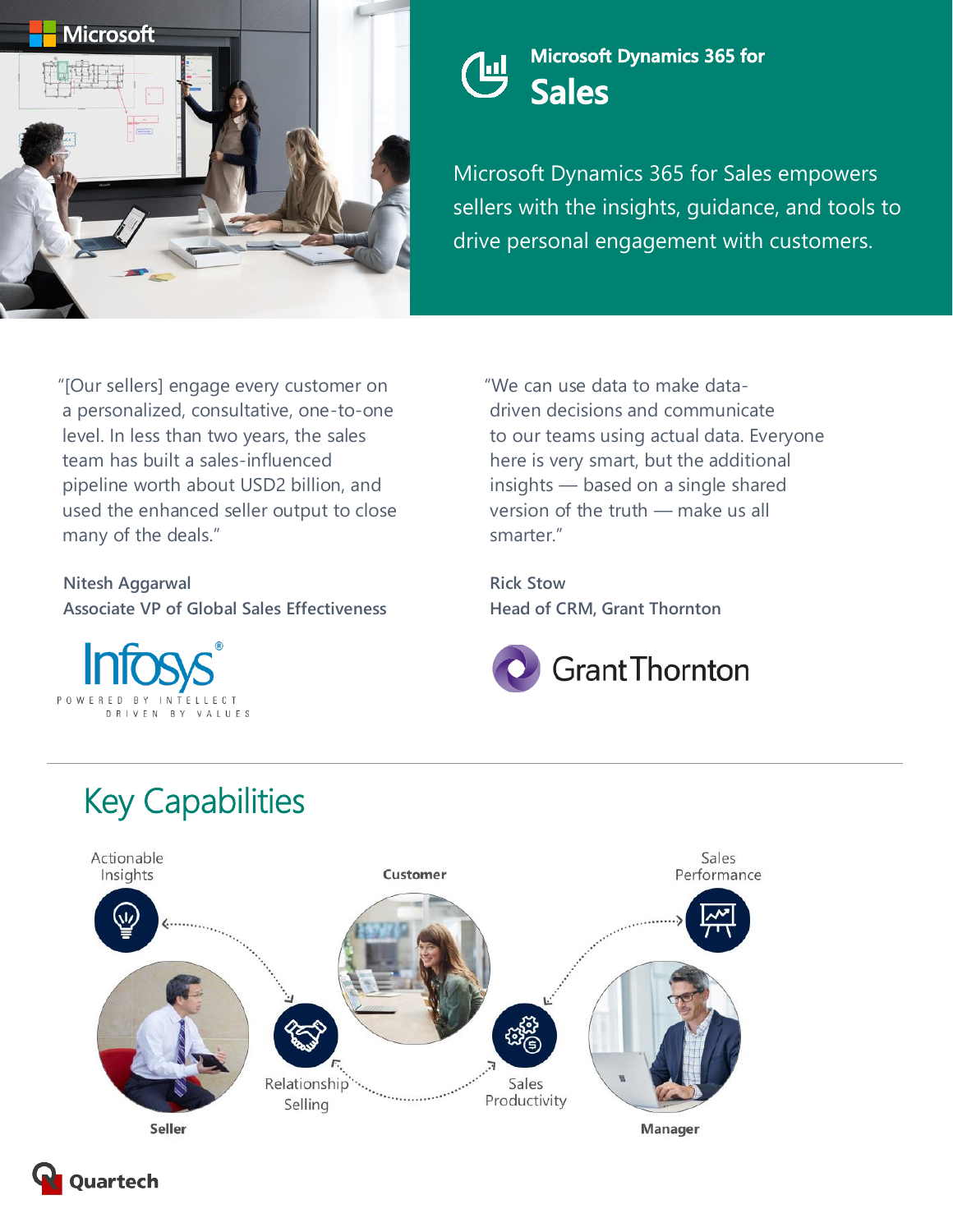Microsoft

# Microsoft Dynamics 365 for Sales

Microsoft Dynamics 365 for Sales empowers sellers with the insights, guidance, and tools to drive personal engagement with customers.

"[Our sellers] engage every customer on a personalized, consultative, one-to-one level. In less than two years, the sales team has built a sales-influenced pipeline worth about USD2 billion, and used the enhanced seller output to close many of the deals."

**Nitesh Aggarwal**
**Associate VP of Global Sales Effectiveness**

Infosys®
POWERED BY INTELLECT
DRIVEN BY VALUES

"We can use data to make data-driven decisions and communicate to our teams using actual data. Everyone here is very smart, but the additional insights — based on a single shared version of the truth — make us all smarter."

**Rick Stow**
**Head of CRM, Grant Thornton**

Grant Thornton

## Key Capabilities

- Actionable Insights
- Customer
- Sales Performance
- Relationship Selling
- Sales Productivity
- Seller
- Manager

Quartech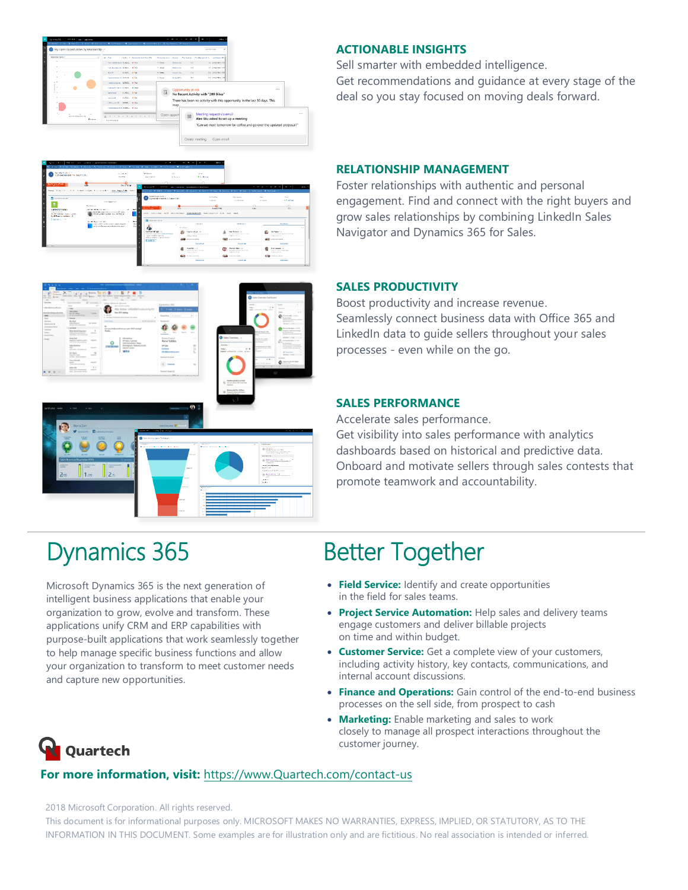## ACTIONABLE INSIGHTS

Sell smarter with embedded intelligence.
Get recommendations and guidance at every stage of the deal so you stay focused on moving deals forward.

## RELATIONSHIP MANAGEMENT

Foster relationships with authentic and personal engagement. Find and connect with the right buyers and grow sales relationships by combining LinkedIn Sales Navigator and Dynamics 365 for Sales.

## SALES PRODUCTIVITY

Boost productivity and increase revenue.
Seamlessly connect business data with Office 365 and LinkedIn data to guide sellers throughout your sales processes - even while on the go.

## SALES PERFORMANCE

Accelerate sales performance.
Get visibility into sales performance with analytics dashboards based on historical and predictive data. Onboard and motivate sellers through sales contests that promote teamwork and accountability.

# Dynamics 365

Microsoft Dynamics 365 is the next generation of intelligent business applications that enable your organization to grow, evolve and transform. These applications unify CRM and ERP capabilities with purpose-built applications that work seamlessly together to help manage specific business functions and allow your organization to transform to meet customer needs and capture new opportunities.

# Better Together

- **Field Service:** Identify and create opportunities in the field for sales teams.
- **Project Service Automation:** Help sales and delivery teams engage customers and deliver billable projects on time and within budget.
- **Customer Service:** Get a complete view of your customers, including activity history, key contacts, communications, and internal account discussions.
- **Finance and Operations:** Gain control of the end-to-end business processes on the sell side, from prospect to cash
- **Marketing:** Enable marketing and sales to work closely to manage all prospect interactions throughout the customer journey.

Quartech

**For more information, visit:** https://www.Quartech.com/contact-us

2018 Microsoft Corporation. All rights reserved.
This document is for informational purposes only. MICROSOFT MAKES NO WARRANTIES, EXPRESS, IMPLIED, OR STATUTORY, AS TO THE INFORMATION IN THIS DOCUMENT. Some examples are for illustration only and are fictitious. No real association is intended or inferred.